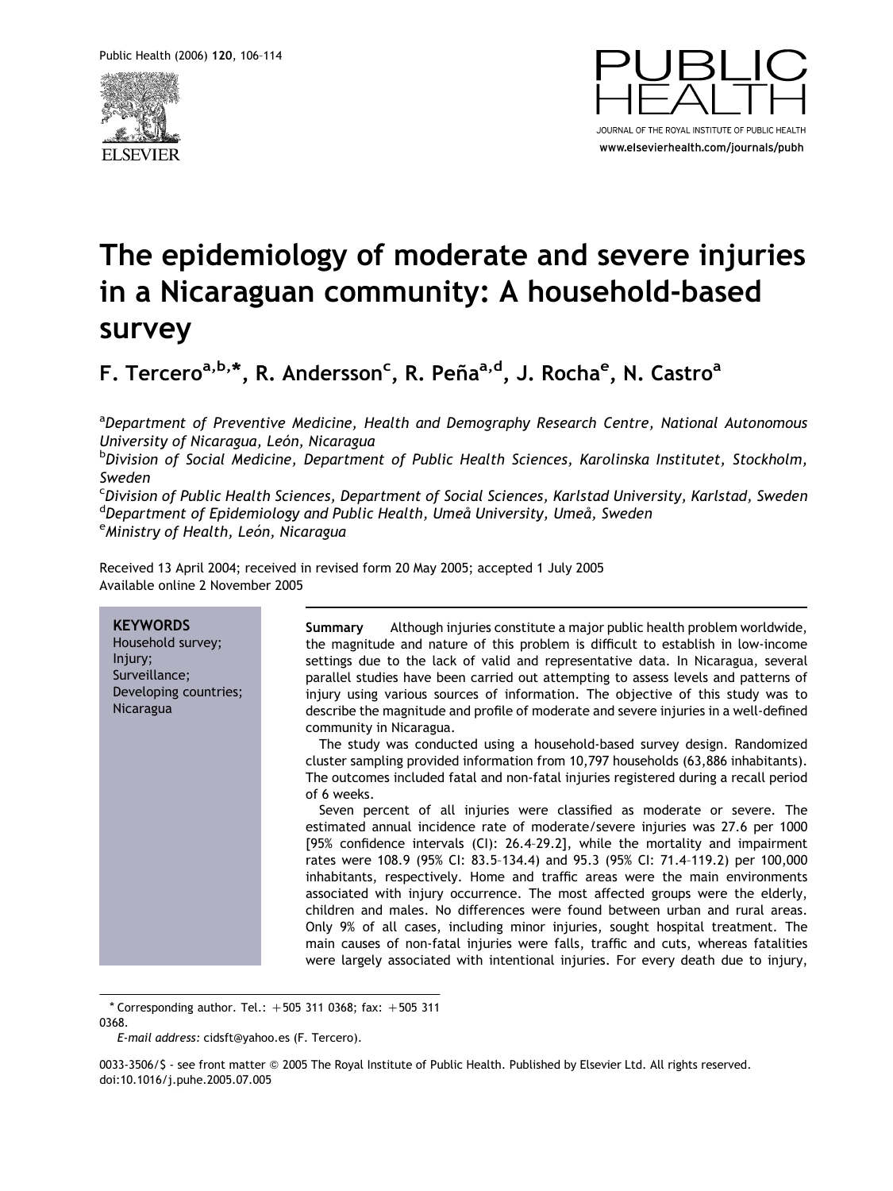# The epidemiology of moderate and severe injuries in a Nicaraguan community: A household-based survey

**F. Tercero[a,b,*], R. Andersson[c], R. Peña[a,d], J. Rocha[e], N. Castro[a]**

[a] *Department of Preventive Medicine, Health and Demography Research Centre, National Autonomous University of Nicaragua, León, Nicaragua*
[b] *Division of Social Medicine, Department of Public Health Sciences, Karolinska Institutet, Stockholm, Sweden*
[c] *Division of Public Health Sciences, Department of Social Sciences, Karlstad University, Karlstad, Sweden*
[d] *Department of Epidemiology and Public Health, Umeå University, Umeå, Sweden*
[e] *Ministry of Health, León, Nicaragua*

Received 13 April 2004; received in revised form 20 May 2005; accepted 1 July 2005
Available online 2 November 2005

**KEYWORDS**
Household survey;
Injury;
Surveillance;
Developing countries;
Nicaragua

**Summary** Although injuries constitute a major public health problem worldwide, the magnitude and nature of this problem is difficult to establish in low-income settings due to the lack of valid and representative data. In Nicaragua, several parallel studies have been carried out attempting to assess levels and patterns of injury using various sources of information. The objective of this study was to describe the magnitude and profile of moderate and severe injuries in a well-defined community in Nicaragua.

The study was conducted using a household-based survey design. Randomized cluster sampling provided information from 10,797 households (63,886 inhabitants). The outcomes included fatal and non-fatal injuries registered during a recall period of 6 weeks.

Seven percent of all injuries were classified as moderate or severe. The estimated annual incidence rate of moderate/severe injuries was 27.6 per 1000 [95% confidence intervals (CI): 26.4–29.2], while the mortality and impairment rates were 108.9 (95% CI: 83.5–134.4) and 95.3 (95% CI: 71.4–119.2) per 100,000 inhabitants, respectively. Home and traffic areas were the main environments associated with injury occurrence. The most affected groups were the elderly, children and males. No differences were found between urban and rural areas. Only 9% of all cases, including minor injuries, sought hospital treatment. The main causes of non-fatal injuries were falls, traffic and cuts, whereas fatalities were largely associated with intentional injuries. For every death due to injury,

\* Corresponding author. Tel.: +505 311 0368; fax: +505 311 0368.
*E-mail address:* cidsft@yahoo.es (F. Tercero).

0033-3506/$ - see front matter © 2005 The Royal Institute of Public Health. Published by Elsevier Ltd. All rights reserved.
doi:10.1016/j.puhe.2005.07.005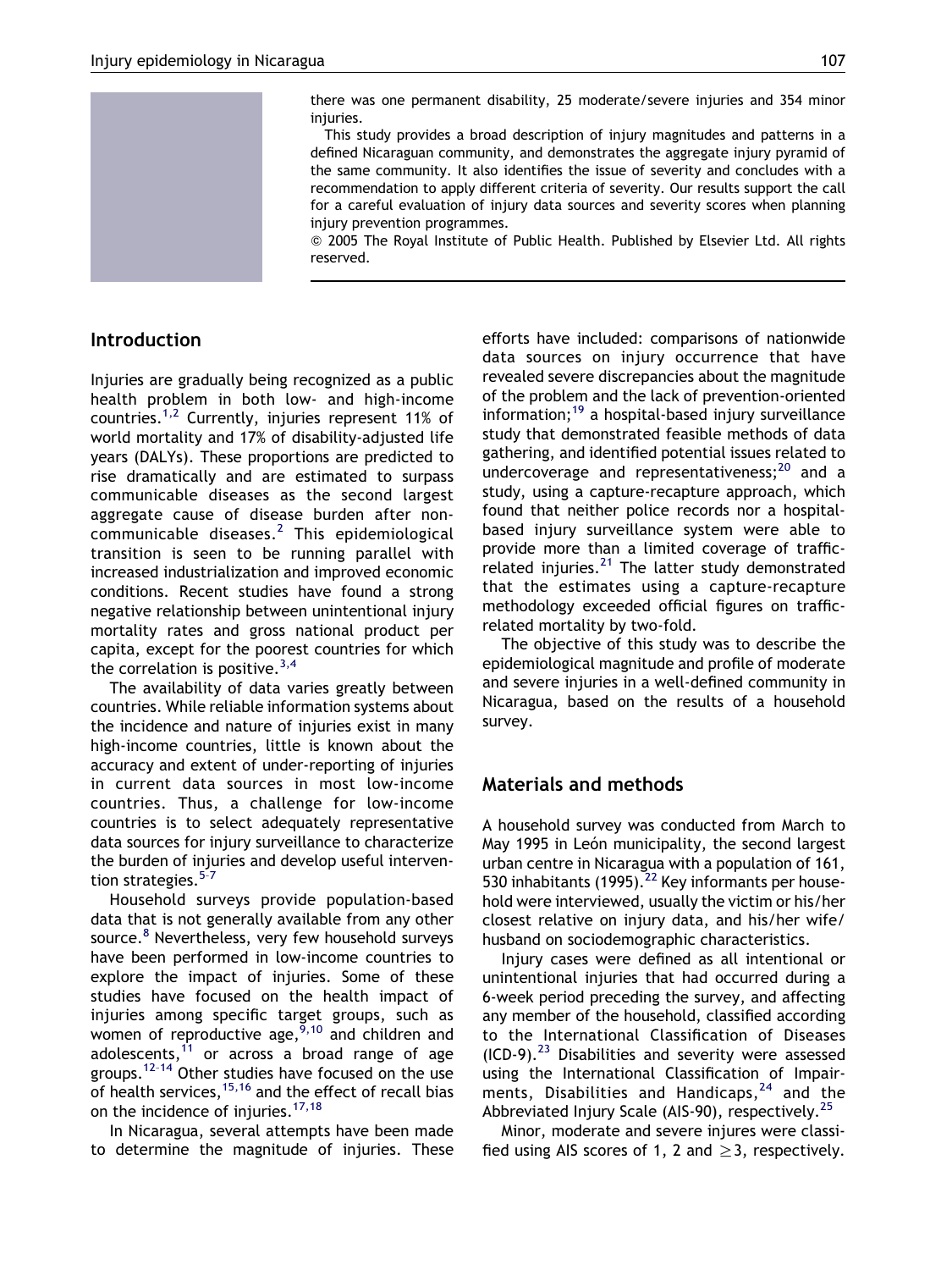there was one permanent disability, 25 moderate/severe injuries and 354 minor injuries.

This study provides a broad description of injury magnitudes and patterns in a defined Nicaraguan community, and demonstrates the aggregate injury pyramid of the same community. It also identifies the issue of severity and concludes with a recommendation to apply different criteria of severity. Our results support the call for a careful evaluation of injury data sources and severity scores when planning injury prevention programmes.

© 2005 The Royal Institute of Public Health. Published by Elsevier Ltd. All rights reserved.

## Introduction

Injuries are gradually being recognized as a public health problem in both low- and high-income countries.[1,2] Currently, injuries represent 11% of world mortality and 17% of disability-adjusted life years (DALYs). These proportions are predicted to rise dramatically and are estimated to surpass communicable diseases as the second largest aggregate cause of disease burden after non-communicable diseases.[2] This epidemiological transition is seen to be running parallel with increased industrialization and improved economic conditions. Recent studies have found a strong negative relationship between unintentional injury mortality rates and gross national product per capita, except for the poorest countries for which the correlation is positive.[3,4]

The availability of data varies greatly between countries. While reliable information systems about the incidence and nature of injuries exist in many high-income countries, little is known about the accuracy and extent of under-reporting of injuries in current data sources in most low-income countries. Thus, a challenge for low-income countries is to select adequately representative data sources for injury surveillance to characterize the burden of injuries and develop useful intervention strategies.[5–7]

Household surveys provide population-based data that is not generally available from any other source.[8] Nevertheless, very few household surveys have been performed in low-income countries to explore the impact of injuries. Some of these studies have focused on the health impact of injuries among specific target groups, such as women of reproductive age,[9,10] and children and adolescents,[11] or across a broad range of age groups.[12–14] Other studies have focused on the use of health services,[15,16] and the effect of recall bias on the incidence of injuries.[17,18]

In Nicaragua, several attempts have been made to determine the magnitude of injuries. These efforts have included: comparisons of nationwide data sources on injury occurrence that have revealed severe discrepancies about the magnitude of the problem and the lack of prevention-oriented information;[19] a hospital-based injury surveillance study that demonstrated feasible methods of data gathering, and identified potential issues related to undercoverage and representativeness;[20] and a study, using a capture-recapture approach, which found that neither police records nor a hospital-based injury surveillance system were able to provide more than a limited coverage of traffic-related injuries.[21] The latter study demonstrated that the estimates using a capture-recapture methodology exceeded official figures on traffic-related mortality by two-fold.

The objective of this study was to describe the epidemiological magnitude and profile of moderate and severe injuries in a well-defined community in Nicaragua, based on the results of a household survey.

## Materials and methods

A household survey was conducted from March to May 1995 in León municipality, the second largest urban centre in Nicaragua with a population of 161, 530 inhabitants (1995).[22] Key informants per household were interviewed, usually the victim or his/her closest relative on injury data, and his/her wife/husband on sociodemographic characteristics.

Injury cases were defined as all intentional or unintentional injuries that had occurred during a 6-week period preceding the survey, and affecting any member of the household, classified according to the International Classification of Diseases (ICD-9).[23] Disabilities and severity were assessed using the International Classification of Impairments, Disabilities and Handicaps,[24] and the Abbreviated Injury Scale (AIS-90), respectively.[25]

Minor, moderate and severe injures were classified using AIS scores of 1, 2 and $\geq 3$, respectively.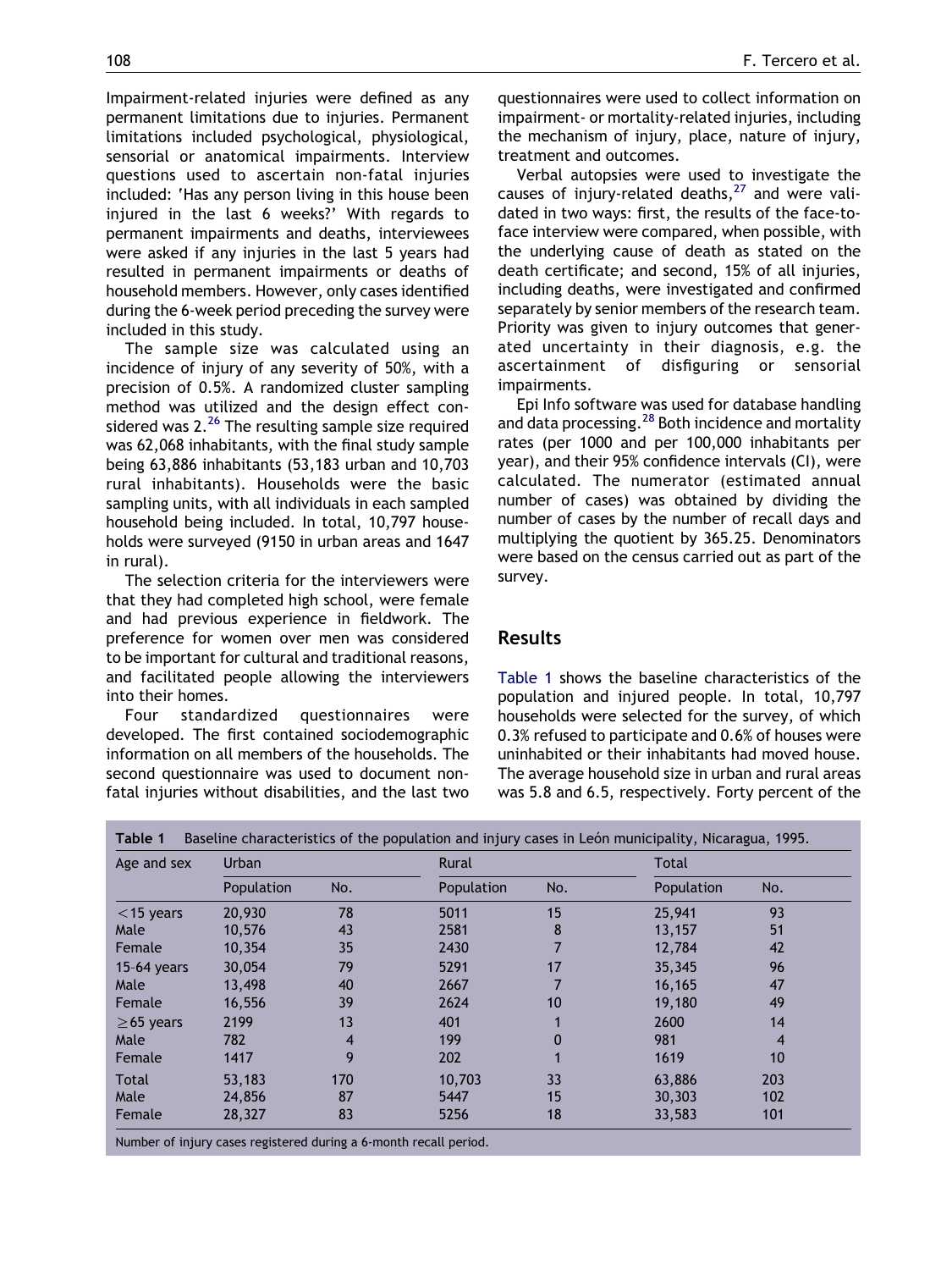Impairment-related injuries were defined as any permanent limitations due to injuries. Permanent limitations included psychological, physiological, sensorial or anatomical impairments. Interview questions used to ascertain non-fatal injuries included: 'Has any person living in this house been injured in the last 6 weeks?' With regards to permanent impairments and deaths, interviewees were asked if any injuries in the last 5 years had resulted in permanent impairments or deaths of household members. However, only cases identified during the 6-week period preceding the survey were included in this study.

The sample size was calculated using an incidence of injury of any severity of 50%, with a precision of 0.5%. A randomized cluster sampling method was utilized and the design effect considered was 2.[26] The resulting sample size required was 62,068 inhabitants, with the final study sample being 63,886 inhabitants (53,183 urban and 10,703 rural inhabitants). Households were the basic sampling units, with all individuals in each sampled household being included. In total, 10,797 households were surveyed (9150 in urban areas and 1647 in rural).

The selection criteria for the interviewers were that they had completed high school, were female and had previous experience in fieldwork. The preference for women over men was considered to be important for cultural and traditional reasons, and facilitated people allowing the interviewers into their homes.

Four standardized questionnaires were developed. The first contained sociodemographic information on all members of the households. The second questionnaire was used to document non-fatal injuries without disabilities, and the last two questionnaires were used to collect information on impairment- or mortality-related injuries, including the mechanism of injury, place, nature of injury, treatment and outcomes.

Verbal autopsies were used to investigate the causes of injury-related deaths,[27] and were validated in two ways: first, the results of the face-to-face interview were compared, when possible, with the underlying cause of death as stated on the death certificate; and second, 15% of all injuries, including deaths, were investigated and confirmed separately by senior members of the research team. Priority was given to injury outcomes that generated uncertainty in their diagnosis, e.g. the ascertainment of disfiguring or sensorial impairments.

Epi Info software was used for database handling and data processing.[28] Both incidence and mortality rates (per 1000 and per 100,000 inhabitants per year), and their 95% confidence intervals (CI), were calculated. The numerator (estimated annual number of cases) was obtained by dividing the number of cases by the number of recall days and multiplying the quotient by 365.25. Denominators were based on the census carried out as part of the survey.

## Results

Table 1 shows the baseline characteristics of the population and injured people. In total, 10,797 households were selected for the survey, of which 0.3% refused to participate and 0.6% of houses were uninhabited or their inhabitants had moved house. The average household size in urban and rural areas was 5.8 and 6.5, respectively. Forty percent of the

**Table 1** Baseline characteristics of the population and injury cases in León municipality, Nicaragua, 1995.

| Age and sex | Urban | | Rural | | Total | |
|---|---|---|---|---|---|---|
| | Population | No. | Population | No. | Population | No. |
| <15 years | 20,930 | 78 | 5011 | 15 | 25,941 | 93 |
| Male | 10,576 | 43 | 2581 | 8 | 13,157 | 51 |
| Female | 10,354 | 35 | 2430 | 7 | 12,784 | 42 |
| 15-64 years | 30,054 | 79 | 5291 | 17 | 35,345 | 96 |
| Male | 13,498 | 40 | 2667 | 7 | 16,165 | 47 |
| Female | 16,556 | 39 | 2624 | 10 | 19,180 | 49 |
| ≥65 years | 2199 | 13 | 401 | 1 | 2600 | 14 |
| Male | 782 | 4 | 199 | 0 | 981 | 4 |
| Female | 1417 | 9 | 202 | 1 | 1619 | 10 |
| Total | 53,183 | 170 | 10,703 | 33 | 63,886 | 203 |
| Male | 24,856 | 87 | 5447 | 15 | 30,303 | 102 |
| Female | 28,327 | 83 | 5256 | 18 | 33,583 | 101 |

Number of injury cases registered during a 6-month recall period.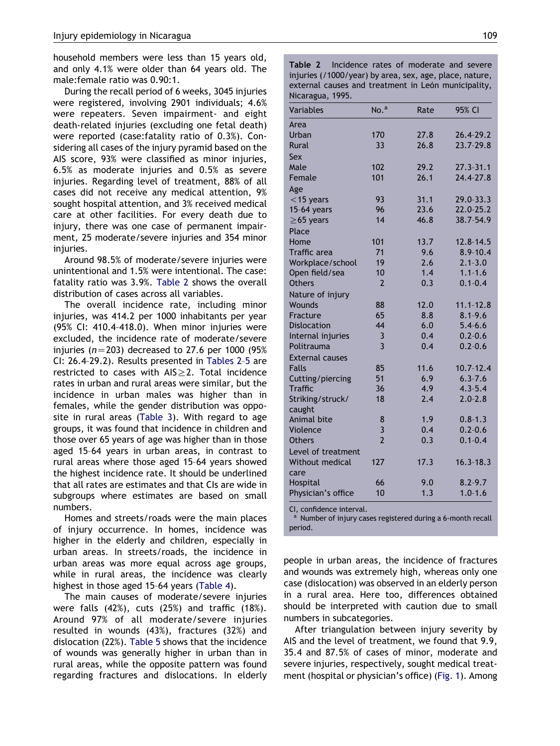household members were less than 15 years old, and only 4.1% were older than 64 years old. The male:female ratio was 0.90:1.

During the recall period of 6 weeks, 3045 injuries were registered, involving 2901 individuals; 4.6% were repeaters. Seven impairment- and eight death-related injuries (excluding one fetal death) were reported (case:fatality ratio of 0.3%). Considering all cases of the injury pyramid based on the AIS score, 93% were classified as minor injuries, 6.5% as moderate injuries and 0.5% as severe injuries. Regarding level of treatment, 88% of all cases did not receive any medical attention, 9% sought hospital attention, and 3% received medical care at other facilities. For every death due to injury, there was one case of permanent impairment, 25 moderate/severe injuries and 354 minor injuries.

Around 98.5% of moderate/severe injuries were unintentional and 1.5% were intentional. The case:fatality ratio was 3.9%. Table 2 shows the overall distribution of cases across all variables.

The overall incidence rate, including minor injuries, was 414.2 per 1000 inhabitants per year (95% CI: 410.4–418.0). When minor injuries were excluded, the incidence rate of moderate/severe injuries ($n=203$) decreased to 27.6 per 1000 (95% CI: 26.4–29.2). Results presented in Tables 2–5 are restricted to cases with AIS$\geq$2. Total incidence rates in urban and rural areas were similar, but the incidence in urban males was higher than in females, while the gender distribution was opposite in rural areas (Table 3). With regard to age groups, it was found that incidence in children and those over 65 years of age was higher than in those aged 15–64 years in urban areas, in contrast to rural areas where those aged 15–64 years showed the highest incidence rate. It should be underlined that all rates are estimates and that CIs are wide in subgroups where estimates are based on small numbers.

Homes and streets/roads were the main places of injury occurrence. In homes, incidence was higher in the elderly and children, especially in urban areas. In streets/roads, the incidence in urban areas was more equal across age groups, while in rural areas, the incidence was clearly highest in those aged 15–64 years (Table 4).

The main causes of moderate/severe injuries were falls (42%), cuts (25%) and traffic (18%). Around 97% of all moderate/severe injuries resulted in wounds (43%), fractures (32%) and dislocation (22%). Table 5 shows that the incidence of wounds was generally higher in urban than in rural areas, while the opposite pattern was found regarding fractures and dislocations. In elderly people in urban areas, the incidence of fractures and wounds was extremely high, whereas only one case (dislocation) was observed in an elderly person in a rural area. Here too, differences obtained should be interpreted with caution due to small numbers in subcategories.

After triangulation between injury severity by AIS and the level of treatment, we found that 9.9, 35.4 and 87.5% of cases of minor, moderate and severe injuries, respectively, sought medical treatment (hospital or physician's office) (Fig. 1). Among

**Table 2** Incidence rates of moderate and severe injuries (/1000/year) by area, sex, age, place, nature, external causes and treatment in León municipality, Nicaragua, 1995.

| Variables | No.[a] | Rate | 95% CI |
|---|---|---|---|
| Area | | | |
| Urban | 170 | 27.8 | 26.4–29.2 |
| Rural | 33 | 26.8 | 23.7–29.8 |
| Sex | | | |
| Male | 102 | 29.2 | 27.3–31.1 |
| Female | 101 | 26.1 | 24.4–27.8 |
| Age | | | |
| <15 years | 93 | 31.1 | 29.0–33.3 |
| 15–64 years | 96 | 23.6 | 22.0–25.2 |
| ≥65 years | 14 | 46.8 | 38.7–54.9 |
| Place | | | |
| Home | 101 | 13.7 | 12.8–14.5 |
| Traffic area | 71 | 9.6 | 8.9–10.4 |
| Workplace/school | 19 | 2.6 | 2.1–3.0 |
| Open field/sea | 10 | 1.4 | 1.1–1.6 |
| Others | 2 | 0.3 | 0.1–0.4 |
| Nature of injury | | | |
| Wounds | 88 | 12.0 | 11.1–12.8 |
| Fracture | 65 | 8.8 | 8.1–9.6 |
| Dislocation | 44 | 6.0 | 5.4–6.6 |
| Internal injuries | 3 | 0.4 | 0.2–0.6 |
| Politrauma | 3 | 0.4 | 0.2–0.6 |
| External causes | | | |
| Falls | 85 | 11.6 | 10.7–12.4 |
| Cutting/piercing | 51 | 6.9 | 6.3–7.6 |
| Traffic | 36 | 4.9 | 4.3–5.4 |
| Striking/struck/caught | 18 | 2.4 | 2.0–2.8 |
| Animal bite | 8 | 1.9 | 0.8–1.3 |
| Violence | 3 | 0.4 | 0.2–0.6 |
| Others | 2 | 0.3 | 0.1–0.4 |
| Level of treatment | | | |
| Without medical care | 127 | 17.3 | 16.3–18.3 |
| Hospital | 66 | 9.0 | 8.2–9.7 |
| Physician's office | 10 | 1.3 | 1.0–1.6 |

CI, confidence interval.
[a] Number of injury cases registered during a 6-month recall period.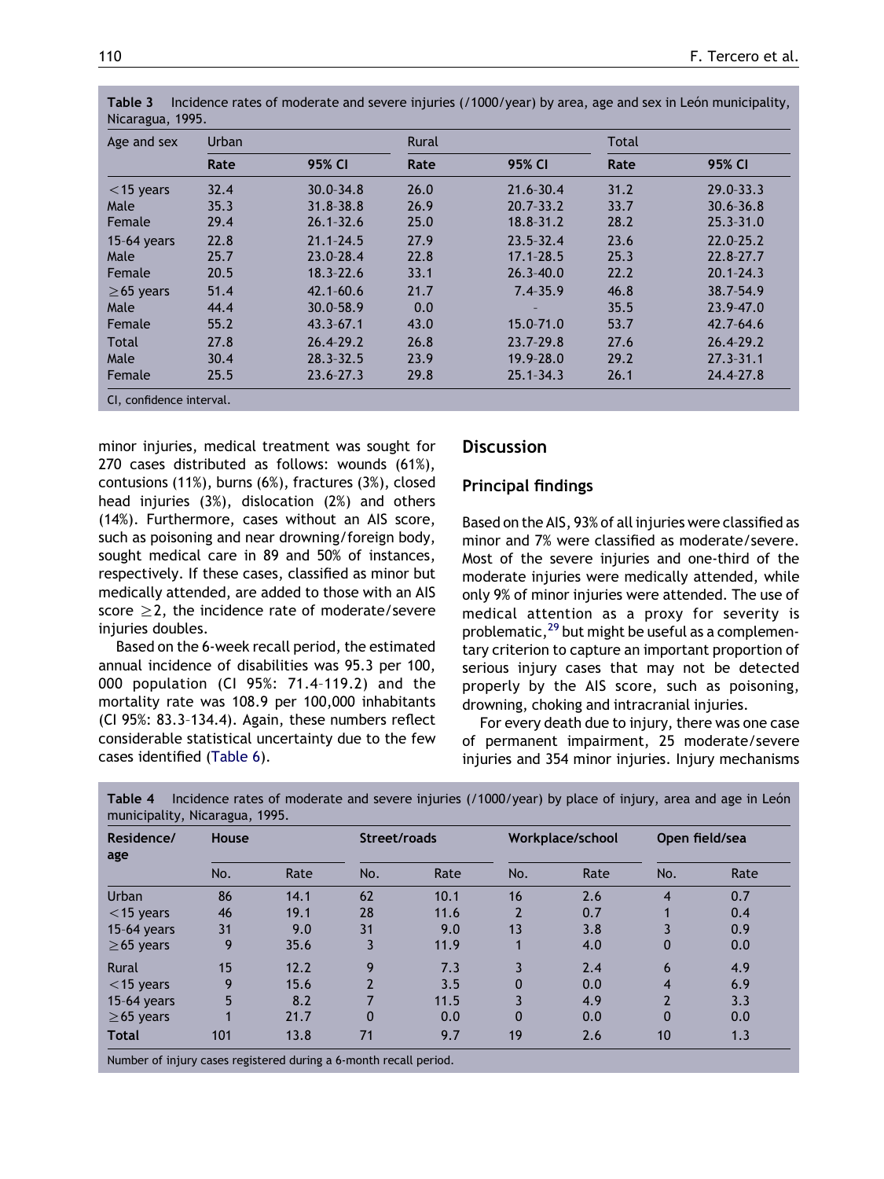**Table 3** Incidence rates of moderate and severe injuries (/1000/year) by area, age and sex in León municipality, Nicaragua, 1995.

| Age and sex | Urban | | Rural | | Total | |
|---|---|---|---|---|---|---|
| | Rate | 95% CI | Rate | 95% CI | Rate | 95% CI |
| <15 years | 32.4 | 30.0-34.8 | 26.0 | 21.6-30.4 | 31.2 | 29.0-33.3 |
| Male | 35.3 | 31.8-38.8 | 26.9 | 20.7-33.2 | 33.7 | 30.6-36.8 |
| Female | 29.4 | 26.1-32.6 | 25.0 | 18.8-31.2 | 28.2 | 25.3-31.0 |
| 15-64 years | 22.8 | 21.1-24.5 | 27.9 | 23.5-32.4 | 23.6 | 22.0-25.2 |
| Male | 25.7 | 23.0-28.4 | 22.8 | 17.1-28.5 | 25.3 | 22.8-27.7 |
| Female | 20.5 | 18.3-22.6 | 33.1 | 26.3-40.0 | 22.2 | 20.1-24.3 |
| ≥65 years | 51.4 | 42.1-60.6 | 21.7 | 7.4-35.9 | 46.8 | 38.7-54.9 |
| Male | 44.4 | 30.0-58.9 | 0.0 | - | 35.5 | 23.9-47.0 |
| Female | 55.2 | 43.3-67.1 | 43.0 | 15.0-71.0 | 53.7 | 42.7-64.6 |
| Total | 27.8 | 26.4-29.2 | 26.8 | 23.7-29.8 | 27.6 | 26.4-29.2 |
| Male | 30.4 | 28.3-32.5 | 23.9 | 19.9-28.0 | 29.2 | 27.3-31.1 |
| Female | 25.5 | 23.6-27.3 | 29.8 | 25.1-34.3 | 26.1 | 24.4-27.8 |

CI, confidence interval.

minor injuries, medical treatment was sought for 270 cases distributed as follows: wounds (61%), contusions (11%), burns (6%), fractures (3%), closed head injuries (3%), dislocation (2%) and others (14%). Furthermore, cases without an AIS score, such as poisoning and near drowning/foreign body, sought medical care in 89 and 50% of instances, respectively. If these cases, classified as minor but medically attended, are added to those with an AIS score ≥2, the incidence rate of moderate/severe injuries doubles.

Based on the 6-week recall period, the estimated annual incidence of disabilities was 95.3 per 100, 000 population (CI 95%: 71.4–119.2) and the mortality rate was 108.9 per 100,000 inhabitants (CI 95%: 83.3–134.4). Again, these numbers reflect considerable statistical uncertainty due to the few cases identified (Table 6).

## Discussion

### Principal findings

Based on the AIS, 93% of all injuries were classified as minor and 7% were classified as moderate/severe. Most of the severe injuries and one-third of the moderate injuries were medically attended, while only 9% of minor injuries were attended. The use of medical attention as a proxy for severity is problematic,[29] but might be useful as a complementary criterion to capture an important proportion of serious injury cases that may not be detected properly by the AIS score, such as poisoning, drowning, choking and intracranial injuries.

For every death due to injury, there was one case of permanent impairment, 25 moderate/severe injuries and 354 minor injuries. Injury mechanisms

**Table 4** Incidence rates of moderate and severe injuries (/1000/year) by place of injury, area and age in León municipality, Nicaragua, 1995.

| Residence/age | House | | Street/roads | | Workplace/school | | Open field/sea | |
|---|---|---|---|---|---|---|---|---|
| | No. | Rate | No. | Rate | No. | Rate | No. | Rate |
| Urban | 86 | 14.1 | 62 | 10.1 | 16 | 2.6 | 4 | 0.7 |
| <15 years | 46 | 19.1 | 28 | 11.6 | 2 | 0.7 | 1 | 0.4 |
| 15-64 years | 31 | 9.0 | 31 | 9.0 | 13 | 3.8 | 3 | 0.9 |
| ≥65 years | 9 | 35.6 | 3 | 11.9 | 1 | 4.0 | 0 | 0.0 |
| Rural | 15 | 12.2 | 9 | 7.3 | 3 | 2.4 | 6 | 4.9 |
| <15 years | 9 | 15.6 | 2 | 3.5 | 0 | 0.0 | 4 | 6.9 |
| 15-64 years | 5 | 8.2 | 7 | 11.5 | 3 | 4.9 | 2 | 3.3 |
| ≥65 years | 1 | 21.7 | 0 | 0.0 | 0 | 0.0 | 0 | 0.0 |
| **Total** | 101 | 13.8 | 71 | 9.7 | 19 | 2.6 | 10 | 1.3 |

Number of injury cases registered during a 6-month recall period.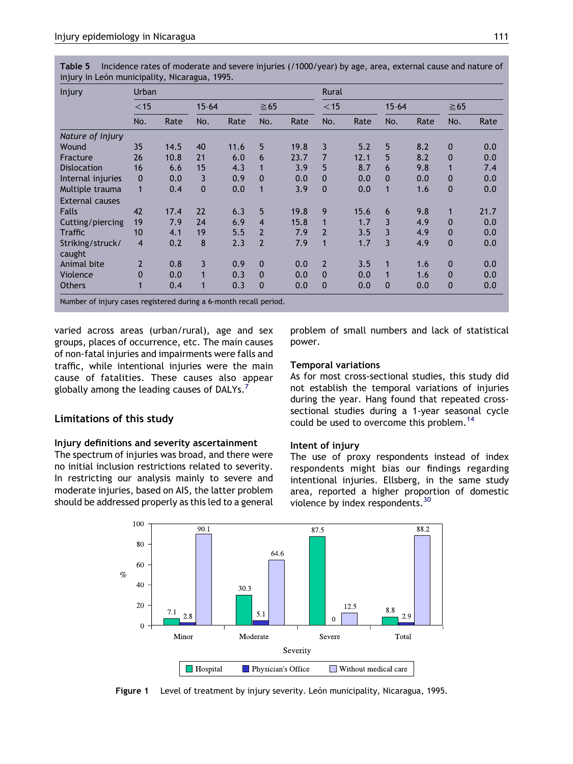**Table 5** Incidence rates of moderate and severe injuries (/1000/year) by age, area, external cause and nature of injury in León municipality, Nicaragua, 1995.

| Injury | Urban | | | | | | Rural | | | | | |
|---|---|---|---|---|---|---|---|---|---|---|---|---|
| | <15 | | 15-64 | | ≧65 | | <15 | | 15-64 | | ≧65 | |
| | No. | Rate | No. | Rate | No. | Rate | No. | Rate | No. | Rate | No. | Rate |
| *Nature of injury* | | | | | | | | | | | | |
| Wound | 35 | 14.5 | 40 | 11.6 | 5 | 19.8 | 3 | 5.2 | 5 | 8.2 | 0 | 0.0 |
| Fracture | 26 | 10.8 | 21 | 6.0 | 6 | 23.7 | 7 | 12.1 | 5 | 8.2 | 0 | 0.0 |
| Dislocation | 16 | 6.6 | 15 | 4.3 | 1 | 3.9 | 5 | 8.7 | 6 | 9.8 | 1 | 7.4 |
| Internal injuries | 0 | 0.0 | 3 | 0.9 | 0 | 0.0 | 0 | 0.0 | 0 | 0.0 | 0 | 0.0 |
| Multiple trauma | 1 | 0.4 | 0 | 0.0 | 1 | 3.9 | 0 | 0.0 | 1 | 1.6 | 0 | 0.0 |
| External causes | | | | | | | | | | | | |
| Falls | 42 | 17.4 | 22 | 6.3 | 5 | 19.8 | 9 | 15.6 | 6 | 9.8 | 1 | 21.7 |
| Cutting/piercing | 19 | 7.9 | 24 | 6.9 | 4 | 15.8 | 1 | 1.7 | 3 | 4.9 | 0 | 0.0 |
| Traffic | 10 | 4.1 | 19 | 5.5 | 2 | 7.9 | 2 | 3.5 | 3 | 4.9 | 0 | 0.0 |
| Striking/struck/caught | 4 | 0.2 | 8 | 2.3 | 2 | 7.9 | 1 | 1.7 | 3 | 4.9 | 0 | 0.0 |
| Animal bite | 2 | 0.8 | 3 | 0.9 | 0 | 0.0 | 2 | 3.5 | 1 | 1.6 | 0 | 0.0 |
| Violence | 0 | 0.0 | 1 | 0.3 | 0 | 0.0 | 0 | 0.0 | 1 | 1.6 | 0 | 0.0 |
| Others | 1 | 0.4 | 1 | 0.3 | 0 | 0.0 | 0 | 0.0 | 0 | 0.0 | 0 | 0.0 |

Number of injury cases registered during a 6-month recall period.

varied across areas (urban/rural), age and sex groups, places of occurrence, etc. The main causes of non-fatal injuries and impairments were falls and traffic, while intentional injuries were the main cause of fatalities. These causes also appear globally among the leading causes of DALYs.[7]

## Limitations of this study

### Injury definitions and severity ascertainment

The spectrum of injuries was broad, and there were no initial inclusion restrictions related to severity. In restricting our analysis mainly to severe and moderate injuries, based on AIS, the latter problem should be addressed properly as this led to a general problem of small numbers and lack of statistical power.

### Temporal variations

As for most cross-sectional studies, this study did not establish the temporal variations of injuries during the year. Hang found that repeated cross-sectional studies during a 1-year seasonal cycle could be used to overcome this problem.[14]

### Intent of injury

The use of proxy respondents instead of index respondents might bias our findings regarding intentional injuries. Ellsberg, in the same study area, reported a higher proportion of domestic violence by index respondents.[30]

**Figure 1** Level of treatment by injury severity. León municipality, Nicaragua, 1995.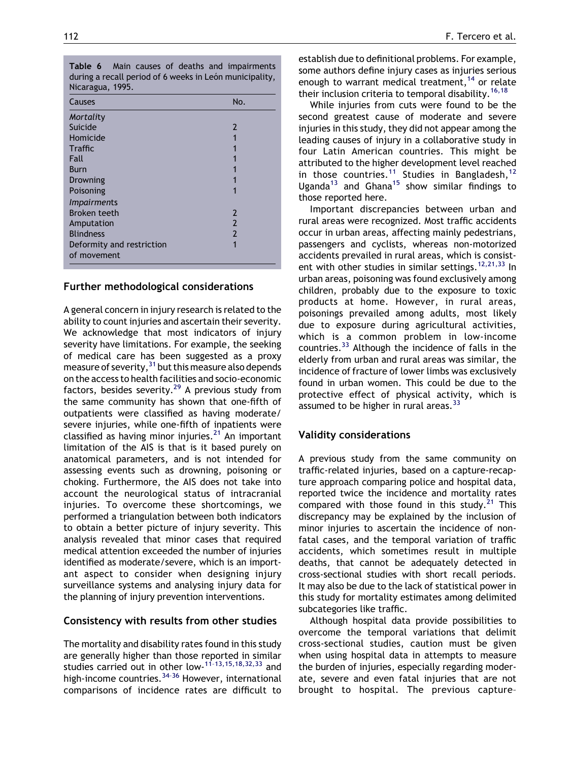**Table 6** Main causes of deaths and impairments during a recall period of 6 weeks in León municipality, Nicaragua, 1995.

| Causes | No. |
|---|---|
| *Mortality* | |
| Suicide | 2 |
| Homicide | 1 |
| Traffic | 1 |
| Fall | 1 |
| Burn | 1 |
| Drowning | 1 |
| Poisoning | 1 |
| *Impairments* | |
| Broken teeth | 2 |
| Amputation | 2 |
| Blindness | 2 |
| Deformity and restriction of movement | 1 |

## Further methodological considerations

A general concern in injury research is related to the ability to count injuries and ascertain their severity. We acknowledge that most indicators of injury severity have limitations. For example, the seeking of medical care has been suggested as a proxy measure of severity,[31] but this measure also depends on the access to health facilities and socio-economic factors, besides severity.[29] A previous study from the same community has shown that one-fifth of outpatients were classified as having moderate/severe injuries, while one-fifth of inpatients were classified as having minor injuries.[21] An important limitation of the AIS is that is it based purely on anatomical parameters, and is not intended for assessing events such as drowning, poisoning or choking. Furthermore, the AIS does not take into account the neurological status of intracranial injuries. To overcome these shortcomings, we performed a triangulation between both indicators to obtain a better picture of injury severity. This analysis revealed that minor cases that required medical attention exceeded the number of injuries identified as moderate/severe, which is an important aspect to consider when designing injury surveillance systems and analysing injury data for the planning of injury prevention interventions.

## Consistency with results from other studies

The mortality and disability rates found in this study are generally higher than those reported in similar studies carried out in other low-[11–13,15,18,32,33] and high-income countries.[34–36] However, international comparisons of incidence rates are difficult to establish due to definitional problems. For example, some authors define injury cases as injuries serious enough to warrant medical treatment,[14] or relate their inclusion criteria to temporal disability.[16,18]

While injuries from cuts were found to be the second greatest cause of moderate and severe injuries in this study, they did not appear among the leading causes of injury in a collaborative study in four Latin American countries. This might be attributed to the higher development level reached in those countries.[11] Studies in Bangladesh,[12] Uganda[13] and Ghana[15] show similar findings to those reported here.

Important discrepancies between urban and rural areas were recognized. Most traffic accidents occur in urban areas, affecting mainly pedestrians, passengers and cyclists, whereas non-motorized accidents prevailed in rural areas, which is consistent with other studies in similar settings.[12,21,33] In urban areas, poisoning was found exclusively among children, probably due to the exposure to toxic products at home. However, in rural areas, poisonings prevailed among adults, most likely due to exposure during agricultural activities, which is a common problem in low-income countries.[33] Although the incidence of falls in the elderly from urban and rural areas was similar, the incidence of fracture of lower limbs was exclusively found in urban women. This could be due to the protective effect of physical activity, which is assumed to be higher in rural areas.[33]

## Validity considerations

A previous study from the same community on traffic-related injuries, based on a capture-recapture approach comparing police and hospital data, reported twice the incidence and mortality rates compared with those found in this study.[21] This discrepancy may be explained by the inclusion of minor injuries to ascertain the incidence of non-fatal cases, and the temporal variation of traffic accidents, which sometimes result in multiple deaths, that cannot be adequately detected in cross-sectional studies with short recall periods. It may also be due to the lack of statistical power in this study for mortality estimates among delimited subcategories like traffic.

Although hospital data provide possibilities to overcome the temporal variations that delimit cross-sectional studies, caution must be given when using hospital data in attempts to measure the burden of injuries, especially regarding moderate, severe and even fatal injuries that are not brought to hospital. The previous capture-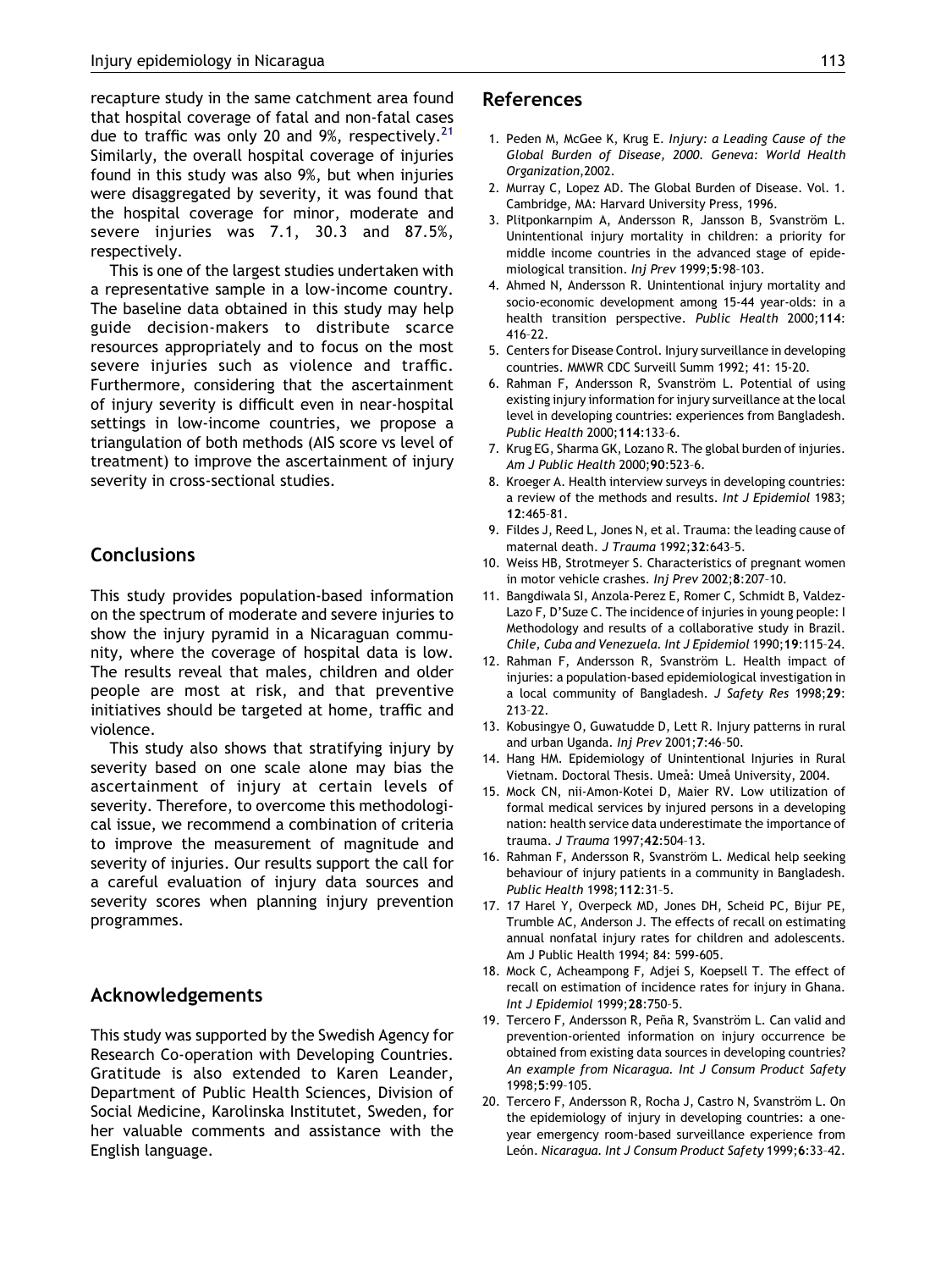recapture study in the same catchment area found that hospital coverage of fatal and non-fatal cases due to traffic was only 20 and 9%, respectively.[21] Similarly, the overall hospital coverage of injuries found in this study was also 9%, but when injuries were disaggregated by severity, it was found that the hospital coverage for minor, moderate and severe injuries was 7.1, 30.3 and 87.5%, respectively.

This is one of the largest studies undertaken with a representative sample in a low-income country. The baseline data obtained in this study may help guide decision-makers to distribute scarce resources appropriately and to focus on the most severe injuries such as violence and traffic. Furthermore, considering that the ascertainment of injury severity is difficult even in near-hospital settings in low-income countries, we propose a triangulation of both methods (AIS score vs level of treatment) to improve the ascertainment of injury severity in cross-sectional studies.

## Conclusions

This study provides population-based information on the spectrum of moderate and severe injuries to show the injury pyramid in a Nicaraguan community, where the coverage of hospital data is low. The results reveal that males, children and older people are most at risk, and that preventive initiatives should be targeted at home, traffic and violence.

This study also shows that stratifying injury by severity based on one scale alone may bias the ascertainment of injury at certain levels of severity. Therefore, to overcome this methodological issue, we recommend a combination of criteria to improve the measurement of magnitude and severity of injuries. Our results support the call for a careful evaluation of injury data sources and severity scores when planning injury prevention programmes.

## Acknowledgements

This study was supported by the Swedish Agency for Research Co-operation with Developing Countries. Gratitude is also extended to Karen Leander, Department of Public Health Sciences, Division of Social Medicine, Karolinska Institutet, Sweden, for her valuable comments and assistance with the English language.

## References

1. Peden M, McGee K, Krug E. *Injury: a Leading Cause of the Global Burden of Disease, 2000. Geneva: World Health Organization*,2002.
2. Murray C, Lopez AD. The Global Burden of Disease. Vol. 1. Cambridge, MA: Harvard University Press, 1996.
3. Plitponkarnpim A, Andersson R, Jansson B, Svanström L. Unintentional injury mortality in children: a priority for middle income countries in the advanced stage of epidemiological transition. *Inj Prev* 1999;**5**:98–103.
4. Ahmed N, Andersson R. Unintentional injury mortality and socio-economic development among 15-44 year-olds: in a health transition perspective. *Public Health* 2000;**114**: 416–22.
5. Centers for Disease Control. Injury surveillance in developing countries. MMWR CDC Surveill Summ 1992; 41: 15-20.
6. Rahman F, Andersson R, Svanström L. Potential of using existing injury information for injury surveillance at the local level in developing countries: experiences from Bangladesh. *Public Health* 2000;**114**:133–6.
7. Krug EG, Sharma GK, Lozano R. The global burden of injuries. *Am J Public Health* 2000;**90**:523–6.
8. Kroeger A. Health interview surveys in developing countries: a review of the methods and results. *Int J Epidemiol* 1983; **12**:465–81.
9. Fildes J, Reed L, Jones N, et al. Trauma: the leading cause of maternal death. *J Trauma* 1992;**32**:643–5.
10. Weiss HB, Strotmeyer S. Characteristics of pregnant women in motor vehicle crashes. *Inj Prev* 2002;**8**:207–10.
11. Bangdiwala SI, Anzola-Perez E, Romer C, Schmidt B, Valdez-Lazo F, D'Suze C. The incidence of injuries in young people: I Methodology and results of a collaborative study in Brazil. *Chile, Cuba and Venezuela. Int J Epidemiol* 1990;**19**:115–24.
12. Rahman F, Andersson R, Svanström L. Health impact of injuries: a population-based epidemiological investigation in a local community of Bangladesh. *J Safety Res* 1998;**29**: 213–22.
13. Kobusingye O, Guwatudde D, Lett R. Injury patterns in rural and urban Uganda. *Inj Prev* 2001;**7**:46–50.
14. Hang HM. Epidemiology of Unintentional Injuries in Rural Vietnam. Doctoral Thesis. Umeå: Umeå University, 2004.
15. Mock CN, nii-Amon-Kotei D, Maier RV. Low utilization of formal medical services by injured persons in a developing nation: health service data underestimate the importance of trauma. *J Trauma* 1997;**42**:504–13.
16. Rahman F, Andersson R, Svanström L. Medical help seeking behaviour of injury patients in a community in Bangladesh. *Public Health* 1998;**112**:31–5.
17. 17 Harel Y, Overpeck MD, Jones DH, Scheid PC, Bijur PE, Trumble AC, Anderson J. The effects of recall on estimating annual nonfatal injury rates for children and adolescents. Am J Public Health 1994; 84: 599-605.
18. Mock C, Acheampong F, Adjei S, Koepsell T. The effect of recall on estimation of incidence rates for injury in Ghana. *Int J Epidemiol* 1999;**28**:750–5.
19. Tercero F, Andersson R, Peña R, Svanström L. Can valid and prevention-oriented information on injury occurrence be obtained from existing data sources in developing countries? *An example from Nicaragua. Int J Consum Product Safety* 1998;**5**:99–105.
20. Tercero F, Andersson R, Rocha J, Castro N, Svanström L. On the epidemiology of injury in developing countries: a one-year emergency room-based surveillance experience from León. *Nicaragua. Int J Consum Product Safety* 1999;**6**:33–42.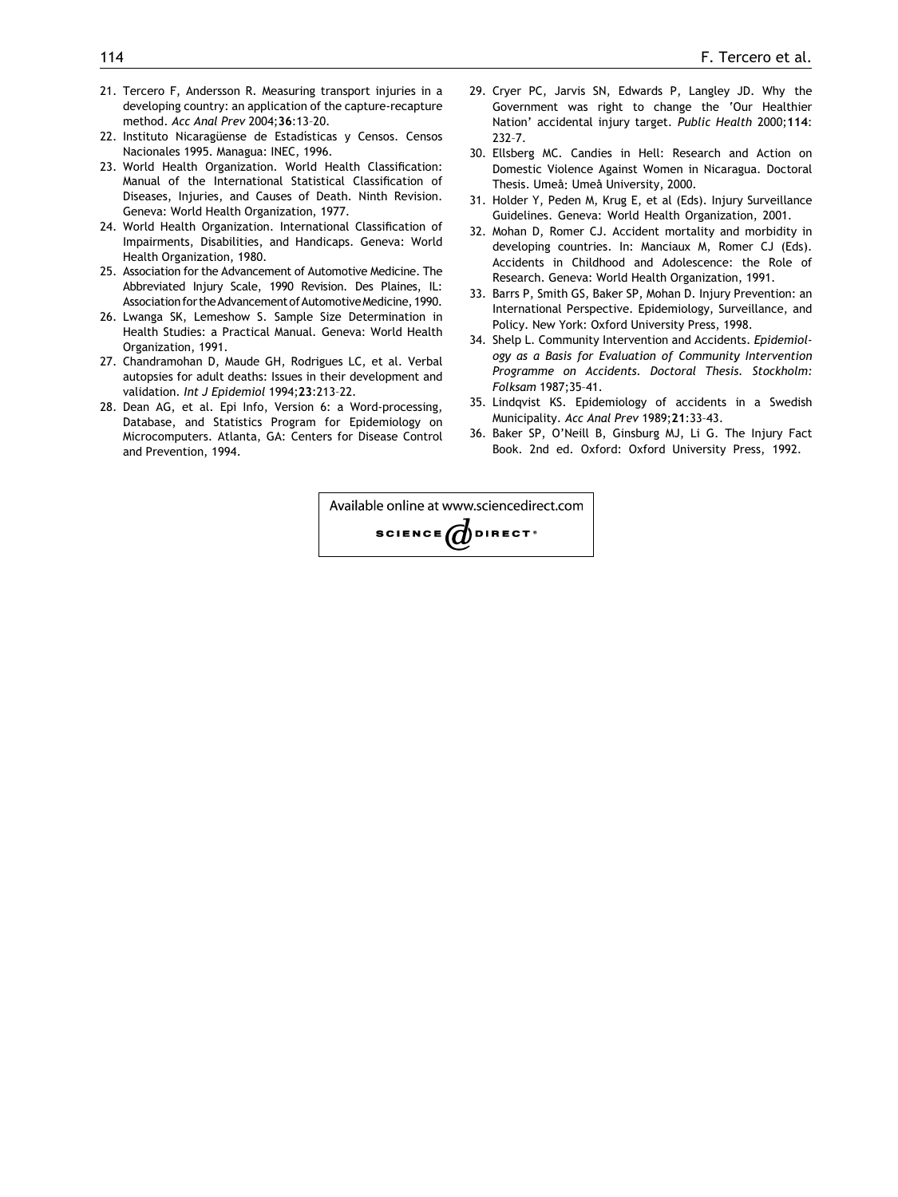21. Tercero F, Andersson R. Measuring transport injuries in a developing country: an application of the capture-recapture method. *Acc Anal Prev* 2004;**36**:13–20.
22. Instituto Nicaragüense de Estadísticas y Censos. Censos Nacionales 1995. Managua: INEC, 1996.
23. World Health Organization. World Health Classification: Manual of the International Statistical Classification of Diseases, Injuries, and Causes of Death. Ninth Revision. Geneva: World Health Organization, 1977.
24. World Health Organization. International Classification of Impairments, Disabilities, and Handicaps. Geneva: World Health Organization, 1980.
25. Association for the Advancement of Automotive Medicine. The Abbreviated Injury Scale, 1990 Revision. Des Plaines, IL: Association for the Advancement of Automotive Medicine, 1990.
26. Lwanga SK, Lemeshow S. Sample Size Determination in Health Studies: a Practical Manual. Geneva: World Health Organization, 1991.
27. Chandramohan D, Maude GH, Rodrigues LC, et al. Verbal autopsies for adult deaths: Issues in their development and validation. *Int J Epidemiol* 1994;**23**:213–22.
28. Dean AG, et al. Epi Info, Version 6: a Word-processing, Database, and Statistics Program for Epidemiology on Microcomputers. Atlanta, GA: Centers for Disease Control and Prevention, 1994.
29. Cryer PC, Jarvis SN, Edwards P, Langley JD. Why the Government was right to change the 'Our Healthier Nation' accidental injury target. *Public Health* 2000;**114**: 232–7.
30. Ellsberg MC. Candies in Hell: Research and Action on Domestic Violence Against Women in Nicaragua. Doctoral Thesis. Umeå: Umeå University, 2000.
31. Holder Y, Peden M, Krug E, et al (Eds). Injury Surveillance Guidelines. Geneva: World Health Organization, 2001.
32. Mohan D, Romer CJ. Accident mortality and morbidity in developing countries. In: Manciaux M, Romer CJ (Eds). Accidents in Childhood and Adolescence: the Role of Research. Geneva: World Health Organization, 1991.
33. Barrs P, Smith GS, Baker SP, Mohan D. Injury Prevention: an International Perspective. Epidemiology, Surveillance, and Policy. New York: Oxford University Press, 1998.
34. Shelp L. Community Intervention and Accidents. *Epidemiology as a Basis for Evaluation of Community Intervention Programme on Accidents. Doctoral Thesis. Stockholm: Folksam* 1987;35–41.
35. Lindqvist KS. Epidemiology of accidents in a Swedish Municipality. *Acc Anal Prev* 1989;**21**:33–43.
36. Baker SP, O'Neill B, Ginsburg MJ, Li G. The Injury Fact Book. 2nd ed. Oxford: Oxford University Press, 1992.

Available online at www.sciencedirect.com

SCIENCE DIRECT®